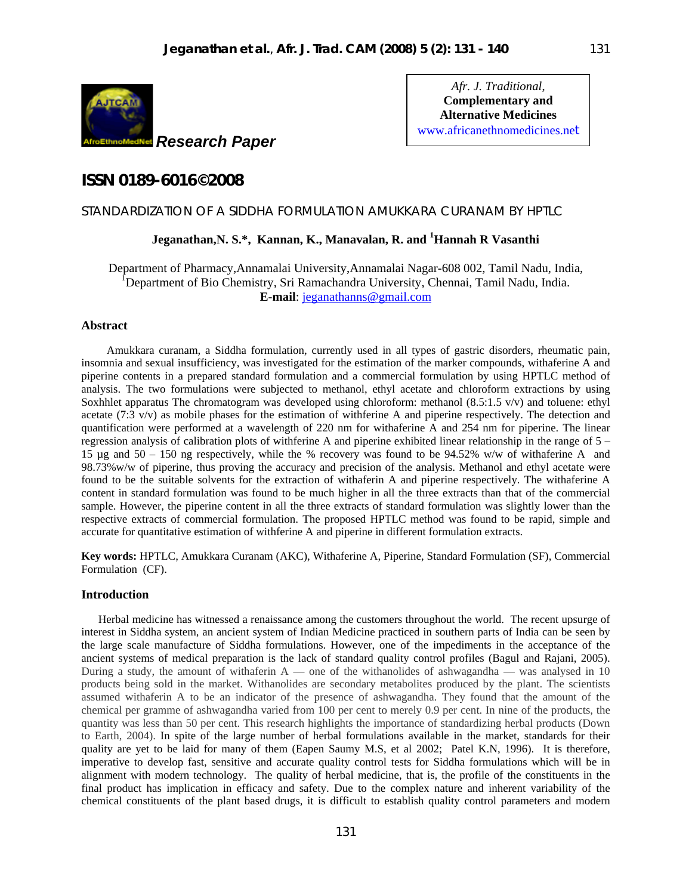*Research Paper*

*Afr. J. Traditional,* **Complementary and Alternative Medicines** www.africanethnomedicines.net

# ISSN 0189-6016©2008

## STANDARDIZATION OF A SIDDHA FORMULATION AMUKKARA CURANAM BY HPTLC

**Jeganathan,N. S.\*, Kannan, K., Manavalan, R. and [1]Hannah R Vasanthi**

Department of Pharmacy,Annamalai University,Annamalai Nagar-608 002, Tamil Nadu, India,
[1]Department of Bio Chemistry, Sri Ramachandra University, Chennai, Tamil Nadu, India.
**E-mail**: jeganathanns@gmail.com

### Abstract

Amukkara curanam, a Siddha formulation, currently used in all types of gastric disorders, rheumatic pain, insomnia and sexual insufficiency, was investigated for the estimation of the marker compounds, withaferine A and piperine contents in a prepared standard formulation and a commercial formulation by using HPTLC method of analysis. The two formulations were subjected to methanol, ethyl acetate and chloroform extractions by using Soxhhlet apparatus The chromatogram was developed using chloroform: methanol (8.5:1.5 v/v) and toluene: ethyl acetate (7:3 v/v) as mobile phases for the estimation of withferine A and piperine respectively. The detection and quantification were performed at a wavelength of 220 nm for withaferine A and 254 nm for piperine. The linear regression analysis of calibration plots of withferine A and piperine exhibited linear relationship in the range of 5 – 15 µg and 50 – 150 ng respectively, while the % recovery was found to be 94.52% w/w of withaferine A and 98.73%w/w of piperine, thus proving the accuracy and precision of the analysis. Methanol and ethyl acetate were found to be the suitable solvents for the extraction of withaferin A and piperine respectively. The withaferine A content in standard formulation was found to be much higher in all the three extracts than that of the commercial sample. However, the piperine content in all the three extracts of standard formulation was slightly lower than the respective extracts of commercial formulation. The proposed HPTLC method was found to be rapid, simple and accurate for quantitative estimation of withferine A and piperine in different formulation extracts.

**Key words:** HPTLC, Amukkara Curanam (AKC), Withaferine A, Piperine, Standard Formulation (SF), Commercial Formulation (CF).

### Introduction

Herbal medicine has witnessed a renaissance among the customers throughout the world. The recent upsurge of interest in Siddha system, an ancient system of Indian Medicine practiced in southern parts of India can be seen by the large scale manufacture of Siddha formulations. However, one of the impediments in the acceptance of the ancient systems of medical preparation is the lack of standard quality control profiles (Bagul and Rajani, 2005). During a study, the amount of withaferin A — one of the withanolides of ashwagandha — was analysed in 10 products being sold in the market. Withanolides are secondary metabolites produced by the plant. The scientists assumed withaferin A to be an indicator of the presence of ashwagandha. They found that the amount of the chemical per gramme of ashwagandha varied from 100 per cent to merely 0.9 per cent. In nine of the products, the quantity was less than 50 per cent. This research highlights the importance of standardizing herbal products (Down to Earth, 2004). In spite of the large number of herbal formulations available in the market, standards for their quality are yet to be laid for many of them (Eapen Saumy M.S, et al 2002; Patel K.N, 1996). It is therefore, imperative to develop fast, sensitive and accurate quality control tests for Siddha formulations which will be in alignment with modern technology. The quality of herbal medicine, that is, the profile of the constituents in the final product has implication in efficacy and safety. Due to the complex nature and inherent variability of the chemical constituents of the plant based drugs, it is difficult to establish quality control parameters and modern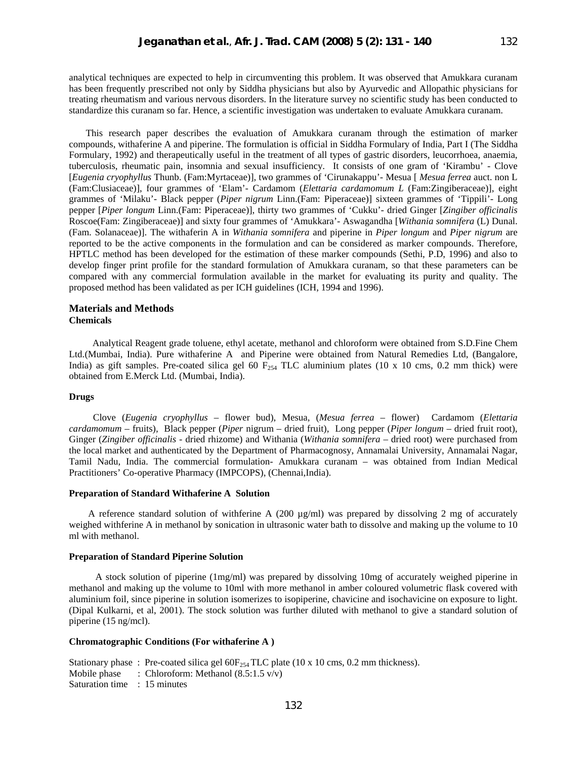analytical techniques are expected to help in circumventing this problem. It was observed that Amukkara curanam has been frequently prescribed not only by Siddha physicians but also by Ayurvedic and Allopathic physicians for treating rheumatism and various nervous disorders. In the literature survey no scientific study has been conducted to standardize this curanam so far. Hence, a scientific investigation was undertaken to evaluate Amukkara curanam.

This research paper describes the evaluation of Amukkara curanam through the estimation of marker compounds, withaferine A and piperine. The formulation is official in Siddha Formulary of India, Part I (The Siddha Formulary, 1992) and therapeutically useful in the treatment of all types of gastric disorders, leucorrhoea, anaemia, tuberculosis, rheumatic pain, insomnia and sexual insufficiency. It consists of one gram of 'Kirambu' - Clove [*Eugenia cryophyllus* Thunb. (Fam:Myrtaceae)], two grammes of 'Cirunakappu'- Mesua [ *Mesua ferrea* auct. non L (Fam:Clusiaceae)], four grammes of 'Elam'- Cardamom (*Elettaria cardamomum L* (Fam:Zingiberaceae)], eight grammes of 'Milaku'- Black pepper (*Piper nigrum* Linn.(Fam: Piperaceae)] sixteen grammes of 'Tippili'- Long pepper [*Piper longum* Linn.(Fam: Piperaceae)], thirty two grammes of 'Cukku'- dried Ginger [*Zingiber officinalis* Roscoe(Fam: Zingiberaceae)] and sixty four grammes of 'Amukkara'- Aswagandha [*Withania somnifera* (L) Dunal. (Fam. Solanaceae)]. The withaferin A in *Withania somnifera* and piperine in *Piper longum* and *Piper nigrum* are reported to be the active components in the formulation and can be considered as marker compounds. Therefore, HPTLC method has been developed for the estimation of these marker compounds (Sethi, P.D, 1996) and also to develop finger print profile for the standard formulation of Amukkara curanam, so that these parameters can be compared with any commercial formulation available in the market for evaluating its purity and quality. The proposed method has been validated as per ICH guidelines (ICH, 1994 and 1996).

## Materials and Methods

### Chemicals

Analytical Reagent grade toluene, ethyl acetate, methanol and chloroform were obtained from S.D.Fine Chem Ltd.(Mumbai, India). Pure withaferine A and Piperine were obtained from Natural Remedies Ltd, (Bangalore, India) as gift samples. Pre-coated silica gel 60 $F_{254}$ TLC aluminium plates (10 x 10 cms, 0.2 mm thick) were obtained from E.Merck Ltd. (Mumbai, India).

### Drugs

Clove (*Eugenia cryophyllus* – flower bud), Mesua, (*Mesua ferrea* – flower) Cardamom (*Elettaria cardamomum* – fruits), Black pepper (*Piper* nigrum – dried fruit), Long pepper (*Piper longum* – dried fruit root), Ginger (*Zingiber officinalis* - dried rhizome) and Withania (*Withania somnifera* – dried root) were purchased from the local market and authenticated by the Department of Pharmacognosy, Annamalai University, Annamalai Nagar, Tamil Nadu, India. The commercial formulation- Amukkara curanam – was obtained from Indian Medical Practitioners' Co-operative Pharmacy (IMPCOPS), (Chennai,India).

### Preparation of Standard Withaferine A Solution

A reference standard solution of withferine A (200 µg/ml) was prepared by dissolving 2 mg of accurately weighed withferine A in methanol by sonication in ultrasonic water bath to dissolve and making up the volume to 10 ml with methanol.

### Preparation of Standard Piperine Solution

A stock solution of piperine (1mg/ml) was prepared by dissolving 10mg of accurately weighed piperine in methanol and making up the volume to 10ml with more methanol in amber coloured volumetric flask covered with aluminium foil, since piperine in solution isomerizes to isopiperine, chavicine and isochavicine on exposure to light. (Dipal Kulkarni, et al, 2001). The stock solution was further diluted with methanol to give a standard solution of piperine (15 ng/mcl).

### Chromatographic Conditions (For withaferine A )

Stationary phase : Pre-coated silica gel $60F_{254}$ TLC plate (10 x 10 cms, 0.2 mm thickness).
Mobile phase : Chloroform: Methanol (8.5:1.5 v/v)
Saturation time : 15 minutes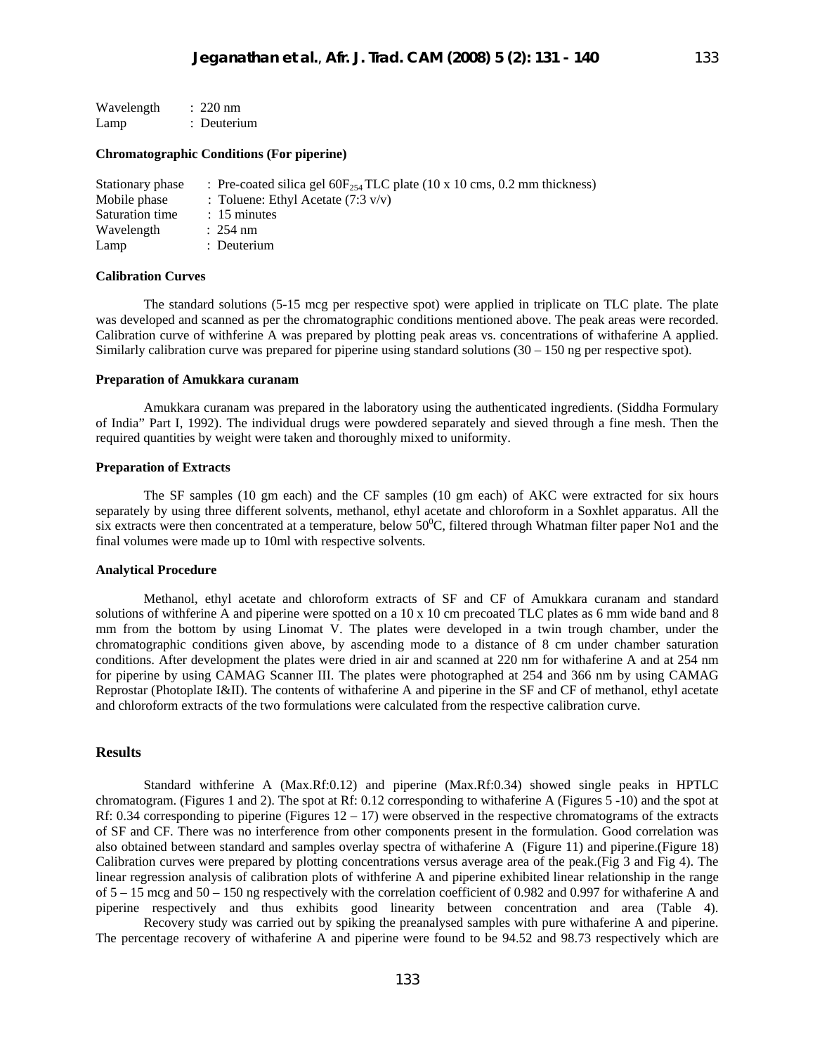Wavelength : 220 nm
Lamp : Deuterium

**Chromatographic Conditions (For piperine)**

Stationary phase : Pre-coated silica gel $60F_{254}$ TLC plate (10 x 10 cms, 0.2 mm thickness)
Mobile phase : Toluene: Ethyl Acetate (7:3 v/v)
Saturation time : 15 minutes
Wavelength : 254 nm
Lamp : Deuterium

**Calibration Curves**

The standard solutions (5-15 mcg per respective spot) were applied in triplicate on TLC plate. The plate was developed and scanned as per the chromatographic conditions mentioned above. The peak areas were recorded. Calibration curve of withferine A was prepared by plotting peak areas vs. concentrations of withaferine A applied. Similarly calibration curve was prepared for piperine using standard solutions (30 – 150 ng per respective spot).

**Preparation of Amukkara curanam**

Amukkara curanam was prepared in the laboratory using the authenticated ingredients. (Siddha Formulary of India" Part I, 1992). The individual drugs were powdered separately and sieved through a fine mesh. Then the required quantities by weight were taken and thoroughly mixed to uniformity.

**Preparation of Extracts**

The SF samples (10 gm each) and the CF samples (10 gm each) of AKC were extracted for six hours separately by using three different solvents, methanol, ethyl acetate and chloroform in a Soxhlet apparatus. All the six extracts were then concentrated at a temperature, below $50^0$C, filtered through Whatman filter paper No1 and the final volumes were made up to 10ml with respective solvents.

**Analytical Procedure**

Methanol, ethyl acetate and chloroform extracts of SF and CF of Amukkara curanam and standard solutions of withferine A and piperine were spotted on a 10 x 10 cm precoated TLC plates as 6 mm wide band and 8 mm from the bottom by using Linomat V. The plates were developed in a twin trough chamber, under the chromatographic conditions given above, by ascending mode to a distance of 8 cm under chamber saturation conditions. After development the plates were dried in air and scanned at 220 nm for withaferine A and at 254 nm for piperine by using CAMAG Scanner III. The plates were photographed at 254 and 366 nm by using CAMAG Reprostar (Photoplate I&II). The contents of withaferine A and piperine in the SF and CF of methanol, ethyl acetate and chloroform extracts of the two formulations were calculated from the respective calibration curve.

## Results

Standard withferine A (Max.Rf:0.12) and piperine (Max.Rf:0.34) showed single peaks in HPTLC chromatogram. (Figures 1 and 2). The spot at Rf: 0.12 corresponding to withaferine A (Figures 5 -10) and the spot at Rf: 0.34 corresponding to piperine (Figures 12 – 17) were observed in the respective chromatograms of the extracts of SF and CF. There was no interference from other components present in the formulation. Good correlation was also obtained between standard and samples overlay spectra of withaferine A (Figure 11) and piperine.(Figure 18) Calibration curves were prepared by plotting concentrations versus average area of the peak.(Fig 3 and Fig 4). The linear regression analysis of calibration plots of withferine A and piperine exhibited linear relationship in the range of 5 – 15 mcg and 50 – 150 ng respectively with the correlation coefficient of 0.982 and 0.997 for withaferine A and piperine respectively and thus exhibits good linearity between concentration and area (Table 4).

Recovery study was carried out by spiking the preanalysed samples with pure withaferine A and piperine. The percentage recovery of withaferine A and piperine were found to be 94.52 and 98.73 respectively which are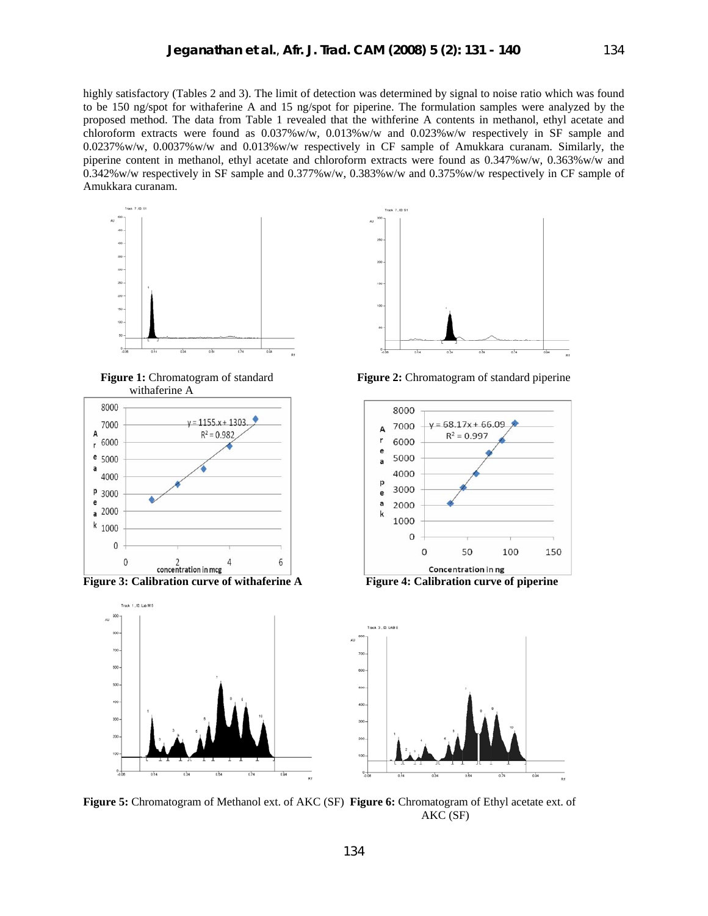highly satisfactory (Tables 2 and 3). The limit of detection was determined by signal to noise ratio which was found to be 150 ng/spot for withaferine A and 15 ng/spot for piperine. The formulation samples were analyzed by the proposed method. The data from Table 1 revealed that the withferine A contents in methanol, ethyl acetate and chloroform extracts were found as 0.037%w/w, 0.013%w/w and 0.023%w/w respectively in SF sample and 0.0237%w/w, 0.0037%w/w and 0.013%w/w respectively in CF sample of Amukkara curanam. Similarly, the piperine content in methanol, ethyl acetate and chloroform extracts were found as 0.347%w/w, 0.363%w/w and 0.342%w/w respectively in SF sample and 0.377%w/w, 0.383%w/w and 0.375%w/w respectively in CF sample of Amukkara curanam.

**Figure 1:** Chromatogram of standard withaferine A

**Figure 2:** Chromatogram of standard piperine

**Figure 3: Calibration curve of withaferine A**

**Figure 4: Calibration curve of piperine**

**Figure 5:** Chromatogram of Methanol ext. of AKC (SF)

**Figure 6:** Chromatogram of Ethyl acetate ext. of AKC (SF)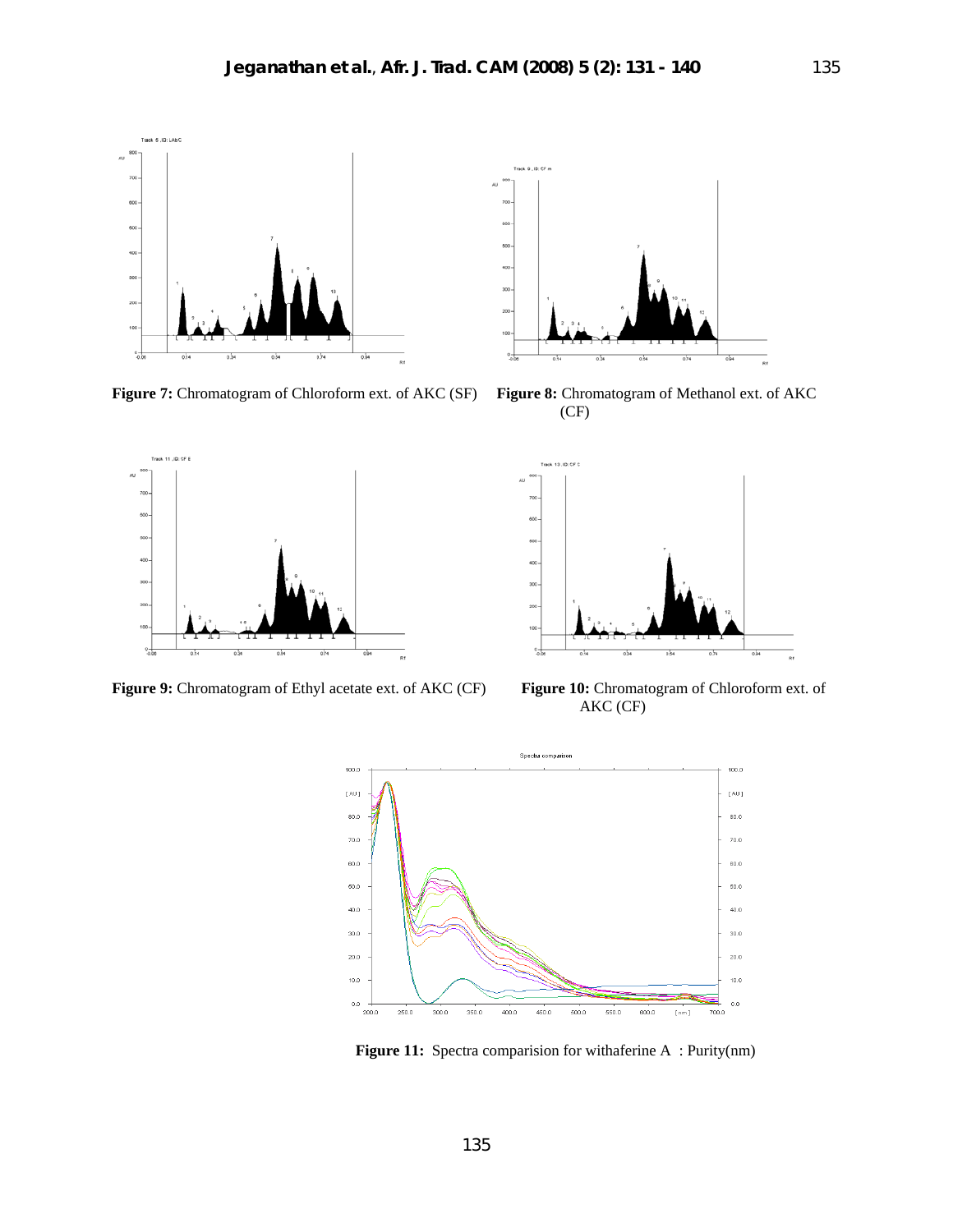**Figure 7:** Chromatogram of Chloroform ext. of AKC (SF)

**Figure 8:** Chromatogram of Methanol ext. of AKC (CF)

**Figure 9:** Chromatogram of Ethyl acetate ext. of AKC (CF)

**Figure 10:** Chromatogram of Chloroform ext. of AKC (CF)

**Figure 11:** Spectra comparision for withaferine A : Purity(nm)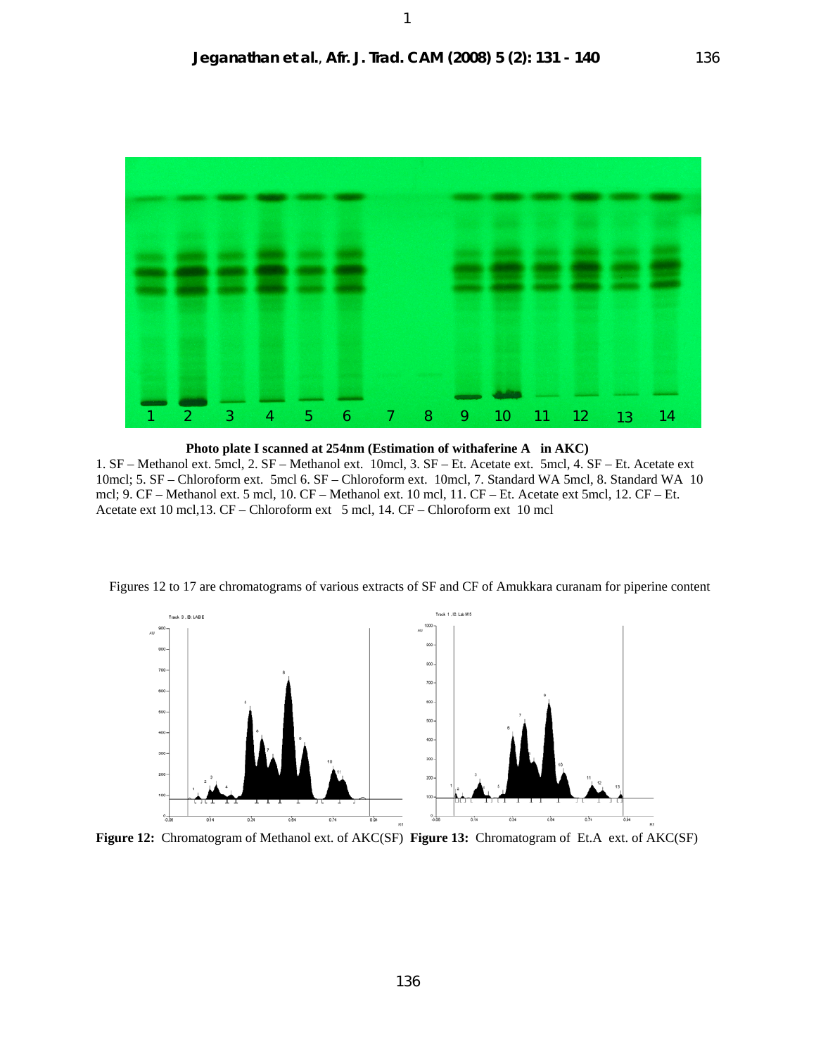**Photo plate I scanned at 254nm (Estimation of withaferine A in AKC)**

1. SF – Methanol ext. 5mcl, 2. SF – Methanol ext. 10mcl, 3. SF – Et. Acetate ext. 5mcl, 4. SF – Et. Acetate ext 10mcl; 5. SF – Chloroform ext. 5mcl 6. SF – Chloroform ext. 10mcl, 7. Standard WA 5mcl, 8. Standard WA 10 mcl; 9. CF – Methanol ext. 5 mcl, 10. CF – Methanol ext. 10 mcl, 11. CF – Et. Acetate ext 5mcl, 12. CF – Et. Acetate ext 10 mcl,13. CF – Chloroform ext 5 mcl, 14. CF – Chloroform ext 10 mcl

Figures 12 to 17 are chromatograms of various extracts of SF and CF of Amukkara curanam for piperine content

**Figure 12:** Chromatogram of Methanol ext. of AKC(SF) **Figure 13:** Chromatogram of Et.A ext. of AKC(SF)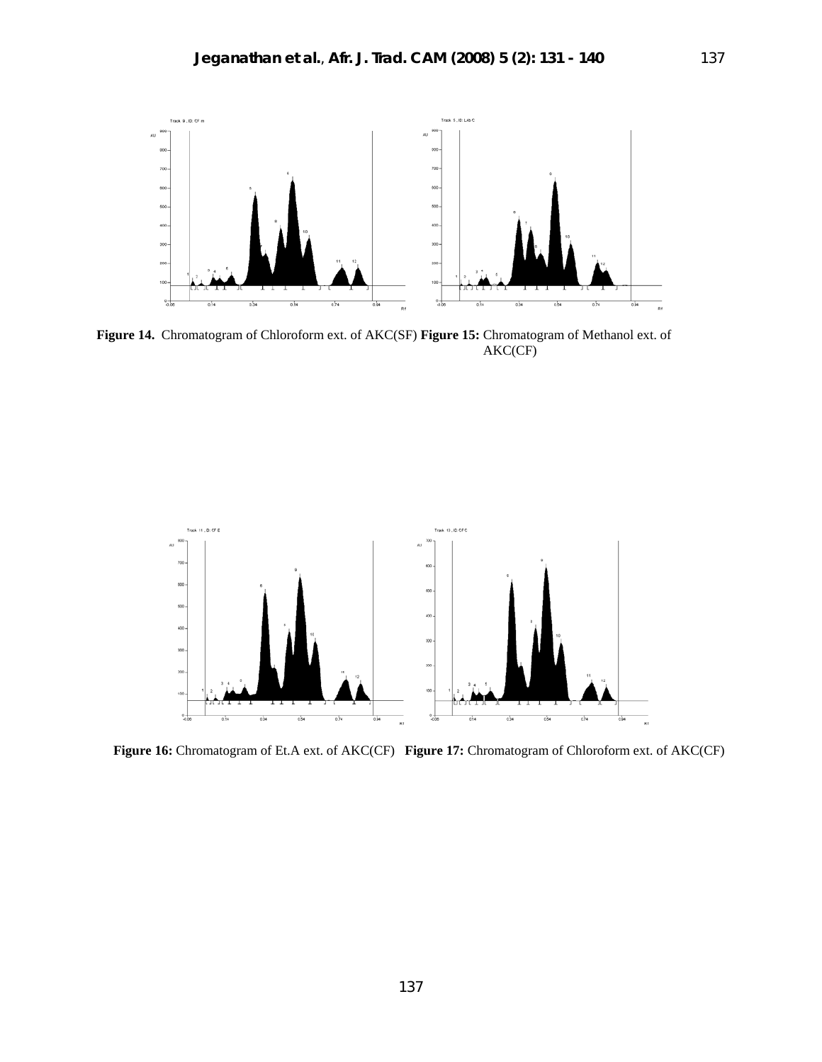**Figure 14.** Chromatogram of Chloroform ext. of AKC(SF) **Figure 15:** Chromatogram of Methanol ext. of AKC(CF)

**Figure 16:** Chromatogram of Et.A ext. of AKC(CF) **Figure 17:** Chromatogram of Chloroform ext. of AKC(CF)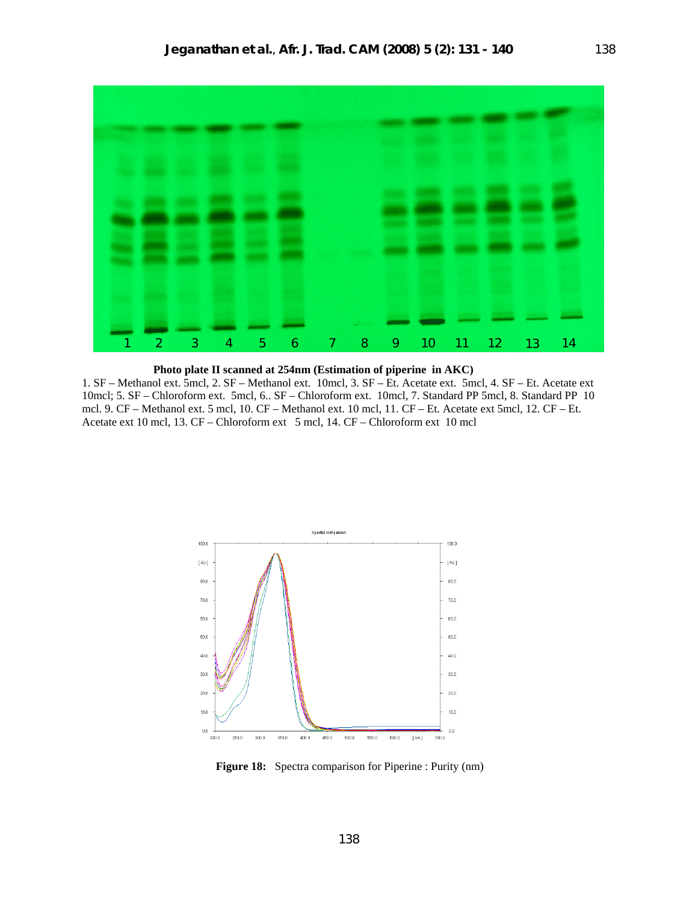**Photo plate II scanned at 254nm (Estimation of piperine in AKC)**

1. SF – Methanol ext. 5mcl, 2. SF – Methanol ext. 10mcl, 3. SF – Et. Acetate ext. 5mcl, 4. SF – Et. Acetate ext 10mcl; 5. SF – Chloroform ext. 5mcl, 6.. SF – Chloroform ext. 10mcl, 7. Standard PP 5mcl, 8. Standard PP 10 mcl. 9. CF – Methanol ext. 5 mcl, 10. CF – Methanol ext. 10 mcl, 11. CF – Et. Acetate ext 5mcl, 12. CF – Et. Acetate ext 10 mcl, 13. CF – Chloroform ext 5 mcl, 14. CF – Chloroform ext 10 mcl

**Figure 18:** Spectra comparison for Piperine : Purity (nm)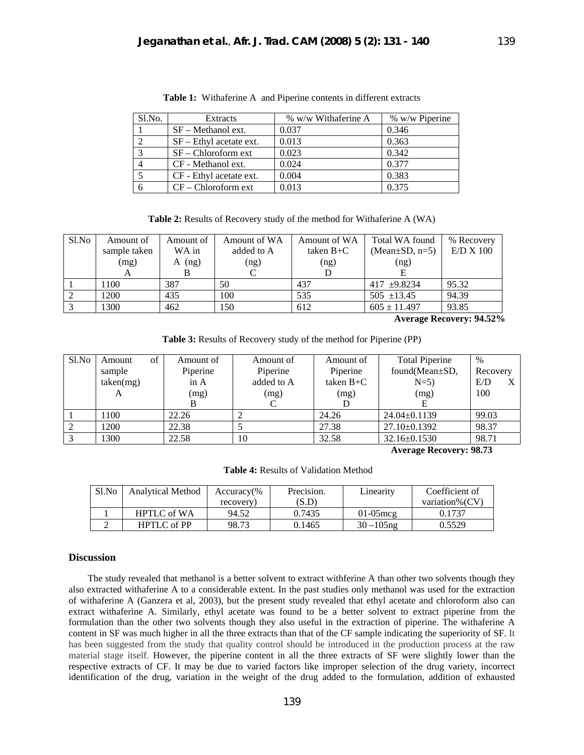**Table 1:** Withaferine A and Piperine contents in different extracts

| Sl.No. | Extracts | % w/w Withaferine A | % w/w Piperine |
|---|---|---|---|
| 1 | SF – Methanol ext. | 0.037 | 0.346 |
| 2 | SF – Ethyl acetate ext. | 0.013 | 0.363 |
| 3 | SF – Chloroform ext | 0.023 | 0.342 |
| 4 | CF - Methanol ext. | 0.024 | 0.377 |
| 5 | CF - Ethyl acetate ext. | 0.004 | 0.383 |
| 6 | CF – Chloroform ext | 0.013 | 0.375 |

**Table 2:** Results of Recovery study of the method for Withaferine A (WA)

| Sl.No | Amount of sample taken (mg) A | Amount of WA in A (ng) B | Amount of WA added to A (ng) C | Amount of WA taken B+C (ng) D | Total WA found (Mean±SD, n=5) (ng) E | % Recovery E/D X 100 |
|---|---|---|---|---|---|---|
| 1 | 1100 | 387 | 50 | 437 | 417 ±9.8234 | 95.32 |
| 2 | 1200 | 435 | 100 | 535 | 505 ±13.45 | 94.39 |
| 3 | 1300 | 462 | 150 | 612 | 605 ± 11.497 | 93.85 |

**Average Recovery: 94.52%**

**Table 3:** Results of Recovery study of the method for Piperine (PP)

| Sl.No | Amount of sample taken(mg) A | Amount of Piperine in A (mg) B | Amount of Piperine added to A (mg) C | Amount of Piperine taken B+C (mg) D | Total Piperine found(Mean±SD, N=5) (mg) E | % Recovery E/D X 100 |
|---|---|---|---|---|---|---|
| 1 | 1100 | 22.26 | 2 | 24.26 | 24.04±0.1139 | 99.03 |
| 2 | 1200 | 22.38 | 5 | 27.38 | 27.10±0.1392 | 98.37 |
| 3 | 1300 | 22.58 | 10 | 32.58 | 32.16±0.1530 | 98.71 |

**Average Recovery: 98.73**

**Table 4:** Results of Validation Method

| Sl.No | Analytical Method | Accuracy(% recovery) | Precision. (S.D) | Linearity | Coefficient of variation%(CV) |
|---|---|---|---|---|---|
| 1 | HPTLC of WA | 94.52 | 0.7435 | 01-05mcg | 0.1737 |
| 2 | HPTLC of PP | 98.73 | 0.1465 | 30 –105ng | 0.5529 |

## Discussion

The study revealed that methanol is a better solvent to extract withferine A than other two solvents though they also extracted withaferine A to a considerable extent. In the past studies only methanol was used for the extraction of withaferine A (Ganzera et al, 2003), but the present study revealed that ethyl acetate and chloroform also can extract withaferine A. Similarly, ethyl acetate was found to be a better solvent to extract piperine from the formulation than the other two solvents though they also useful in the extraction of piperine. The withaferine A content in SF was much higher in all the three extracts than that of the CF sample indicating the superiority of SF. It has been suggested from the study that quality control should be introduced in the production process at the raw material stage itself. However, the piperine content in all the three extracts of SF were slightly lower than the respective extracts of CF. It may be due to varied factors like improper selection of the drug variety, incorrect identification of the drug, variation in the weight of the drug added to the formulation, addition of exhausted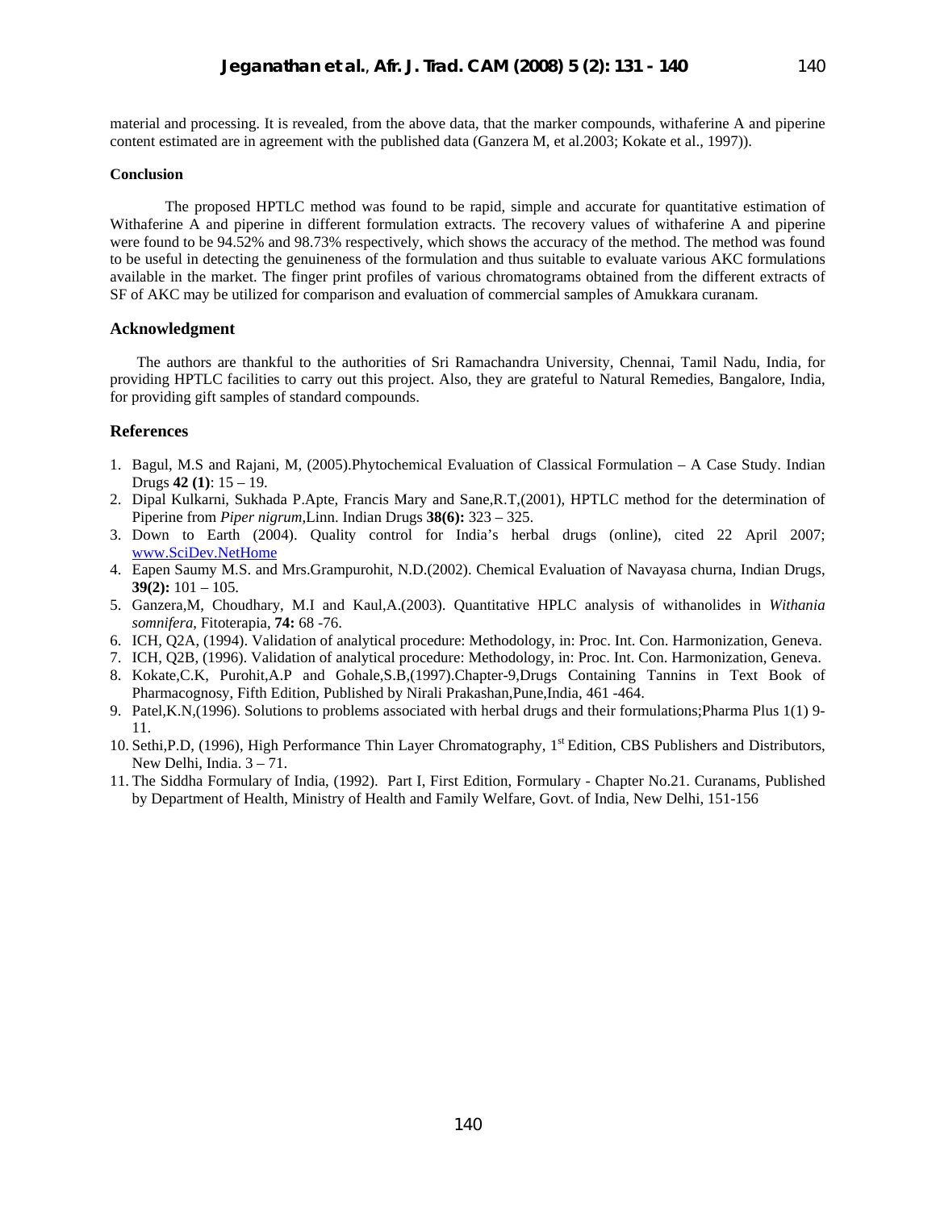material and processing. It is revealed, from the above data, that the marker compounds, withaferine A and piperine content estimated are in agreement with the published data (Ganzera M, et al.2003; Kokate et al., 1997)).

### Conclusion

The proposed HPTLC method was found to be rapid, simple and accurate for quantitative estimation of Withaferine A and piperine in different formulation extracts. The recovery values of withaferine A and piperine were found to be 94.52% and 98.73% respectively, which shows the accuracy of the method. The method was found to be useful in detecting the genuineness of the formulation and thus suitable to evaluate various AKC formulations available in the market. The finger print profiles of various chromatograms obtained from the different extracts of SF of AKC may be utilized for comparison and evaluation of commercial samples of Amukkara curanam.

## Acknowledgment

The authors are thankful to the authorities of Sri Ramachandra University, Chennai, Tamil Nadu, India, for providing HPTLC facilities to carry out this project. Also, they are grateful to Natural Remedies, Bangalore, India, for providing gift samples of standard compounds.

## References

1. Bagul, M.S and Rajani, M, (2005).Phytochemical Evaluation of Classical Formulation – A Case Study. Indian Drugs **42 (1)**: 15 – 19.
2. Dipal Kulkarni, Sukhada P.Apte, Francis Mary and Sane,R.T,(2001), HPTLC method for the determination of Piperine from *Piper nigrum*,Linn. Indian Drugs **38(6):** 323 – 325.
3. Down to Earth (2004). Quality control for India's herbal drugs (online), cited 22 April 2007; www.SciDev.NetHome
4. Eapen Saumy M.S. and Mrs.Grampurohit, N.D.(2002). Chemical Evaluation of Navayasa churna, Indian Drugs, **39(2):** 101 – 105.
5. Ganzera,M, Choudhary, M.I and Kaul,A.(2003). Quantitative HPLC analysis of withanolides in *Withania somnifera*, Fitoterapia, **74:** 68 -76.
6. ICH, Q2A, (1994). Validation of analytical procedure: Methodology, in: Proc. Int. Con. Harmonization, Geneva.
7. ICH, Q2B, (1996). Validation of analytical procedure: Methodology, in: Proc. Int. Con. Harmonization, Geneva.
8. Kokate,C.K, Purohit,A.P and Gohale,S.B,(1997).Chapter-9,Drugs Containing Tannins in Text Book of Pharmacognosy, Fifth Edition, Published by Nirali Prakashan,Pune,India, 461 -464.
9. Patel,K.N,(1996). Solutions to problems associated with herbal drugs and their formulations;Pharma Plus 1(1) 9-11.
10. Sethi,P.D, (1996), High Performance Thin Layer Chromatography, 1st Edition, CBS Publishers and Distributors, New Delhi, India. 3 – 71.
11. The Siddha Formulary of India, (1992). Part I, First Edition, Formulary - Chapter No.21. Curanams, Published by Department of Health, Ministry of Health and Family Welfare, Govt. of India, New Delhi, 151-156